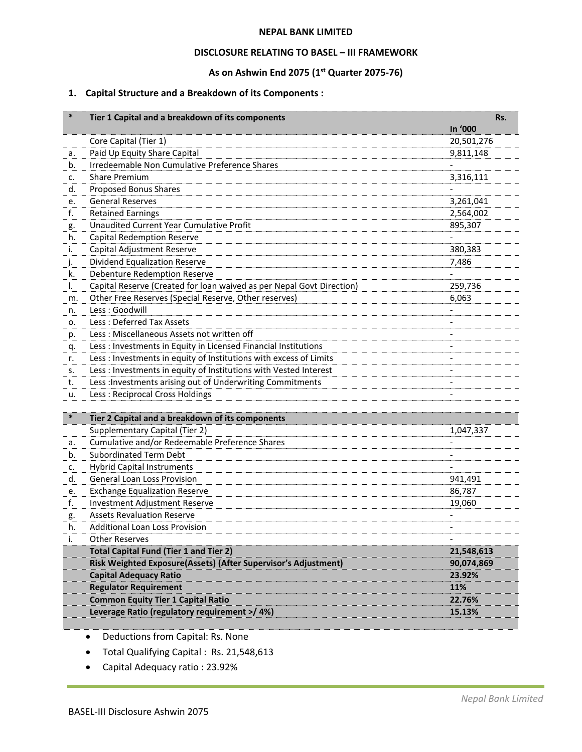# NEPAL BANK LIMITED

## DISCLOSURE RELATING TO BASEL – III FRAMEWORK

### As on Ashwin End 2075 (1st Quarter 2075-76)

### 1. Capital Structure and a Breakdown of its Components :

| * | Tier 1 Capital and a breakdown of its components | Rs. In '000 |
|---|---|---|
| | Core Capital (Tier 1) | 20,501,276 |
| a. | Paid Up Equity Share Capital | 9,811,148 |
| b. | Irredeemable Non Cumulative Preference Shares | - |
| c. | Share Premium | 3,316,111 |
| d. | Proposed Bonus Shares | - |
| e. | General Reserves | 3,261,041 |
| f. | Retained Earnings | 2,564,002 |
| g. | Unaudited Current Year Cumulative Profit | 895,307 |
| h. | Capital Redemption Reserve | - |
| i. | Capital Adjustment Reserve | 380,383 |
| j. | Dividend Equalization Reserve | 7,486 |
| k. | Debenture Redemption Reserve | - |
| l. | Capital Reserve (Created for loan waived as per Nepal Govt Direction) | 259,736 |
| m. | Other Free Reserves (Special Reserve, Other reserves) | 6,063 |
| n. | Less : Goodwill | - |
| o. | Less : Deferred Tax Assets | - |
| p. | Less : Miscellaneous Assets not written off | - |
| q. | Less : Investments in Equity in Licensed Financial Institutions | - |
| r. | Less : Investments in equity of Institutions with excess of Limits | - |
| s. | Less : Investments in equity of Institutions with Vested Interest | - |
| t. | Less :Investments arising out of Underwriting Commitments | - |
| u. | Less : Reciprocal Cross Holdings | - |
| | | |
| * | **Tier 2 Capital and a breakdown of its components** | |
| | Supplementary Capital (Tier 2) | 1,047,337 |
| a. | Cumulative and/or Redeemable Preference Shares | - |
| b. | Subordinated Term Debt | - |
| c. | Hybrid Capital Instruments | - |
| d. | General Loan Loss Provision | 941,491 |
| e. | Exchange Equalization Reserve | 86,787 |
| f. | Investment Adjustment Reserve | 19,060 |
| g. | Assets Revaluation Reserve | - |
| h. | Additional Loan Loss Provision | - |
| i. | Other Reserves | - |
| | **Total Capital Fund (Tier 1 and Tier 2)** | **21,548,613** |
| | **Risk Weighted Exposure(Assets) (After Supervisor's Adjustment)** | **90,074,869** |
| | **Capital Adequacy Ratio** | **23.92%** |
| | **Regulator Requirement** | **11%** |
| | **Common Equity Tier 1 Capital Ratio** | **22.76%** |
| | **Leverage Ratio (regulatory requirement >/ 4%)** | **15.13%** |

- Deductions from Capital: Rs. None
- Total Qualifying Capital : Rs. 21,548,613
- Capital Adequacy ratio : 23.92%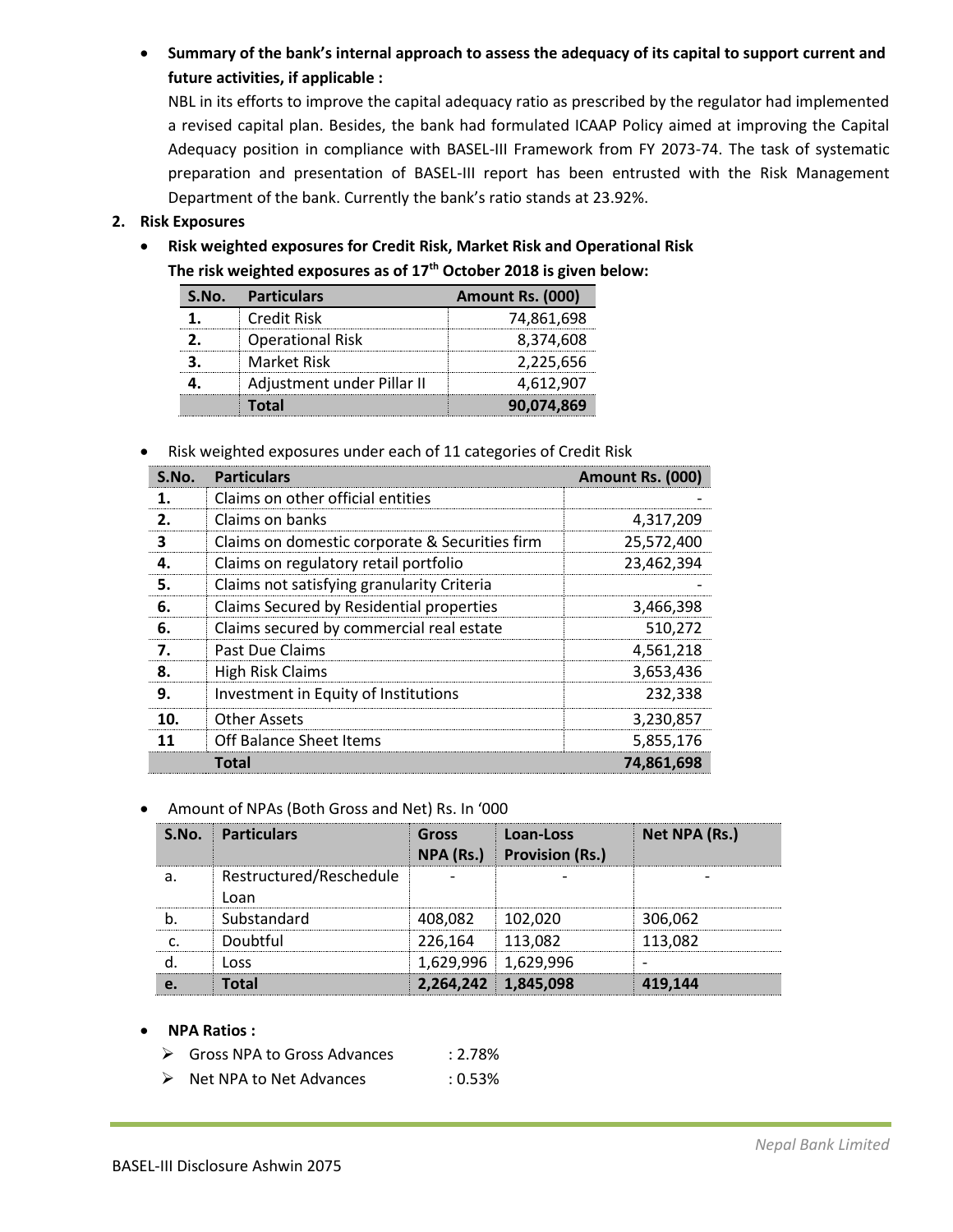- **Summary of the bank's internal approach to assess the adequacy of its capital to support current and future activities, if applicable :**

  NBL in its efforts to improve the capital adequacy ratio as prescribed by the regulator had implemented a revised capital plan. Besides, the bank had formulated ICAAP Policy aimed at improving the Capital Adequacy position in compliance with BASEL-III Framework from FY 2073-74. The task of systematic preparation and presentation of BASEL-III report has been entrusted with the Risk Management Department of the bank. Currently the bank's ratio stands at 23.92%.

## 2. Risk Exposures

- **Risk weighted exposures for Credit Risk, Market Risk and Operational Risk**

  **The risk weighted exposures as of 17th October 2018 is given below:**

| S.No. | Particulars | Amount Rs. (000) |
|---|---|---|
| 1. | Credit Risk | 74,861,698 |
| 2. | Operational Risk | 8,374,608 |
| 3. | Market Risk | 2,225,656 |
| 4. | Adjustment under Pillar II | 4,612,907 |
| | **Total** | **90,074,869** |

- Risk weighted exposures under each of 11 categories of Credit Risk

| S.No. | Particulars | Amount Rs. (000) |
|---|---|---|
| 1. | Claims on other official entities | - |
| 2. | Claims on banks | 4,317,209 |
| 3 | Claims on domestic corporate & Securities firm | 25,572,400 |
| 4. | Claims on regulatory retail portfolio | 23,462,394 |
| 5. | Claims not satisfying granularity Criteria | - |
| 6. | Claims Secured by Residential properties | 3,466,398 |
| 6. | Claims secured by commercial real estate | 510,272 |
| 7. | Past Due Claims | 4,561,218 |
| 8. | High Risk Claims | 3,653,436 |
| 9. | Investment in Equity of Institutions | 232,338 |
| 10. | Other Assets | 3,230,857 |
| 11 | Off Balance Sheet Items | 5,855,176 |
| | **Total** | **74,861,698** |

- Amount of NPAs (Both Gross and Net) Rs. In '000

| S.No. | Particulars | Gross NPA (Rs.) | Loan-Loss Provision (Rs.) | Net NPA (Rs.) |
|---|---|---|---|---|
| a. | Restructured/Reschedule Loan | - | - | - |
| b. | Substandard | 408,082 | 102,020 | 306,062 |
| c. | Doubtful | 226,164 | 113,082 | 113,082 |
| d. | Loss | 1,629,996 | 1,629,996 | - |
| **e.** | **Total** | **2,264,242** | **1,845,098** | **419,144** |

- **NPA Ratios :**
  - Gross NPA to Gross Advances : 2.78%
  - Net NPA to Net Advances : 0.53%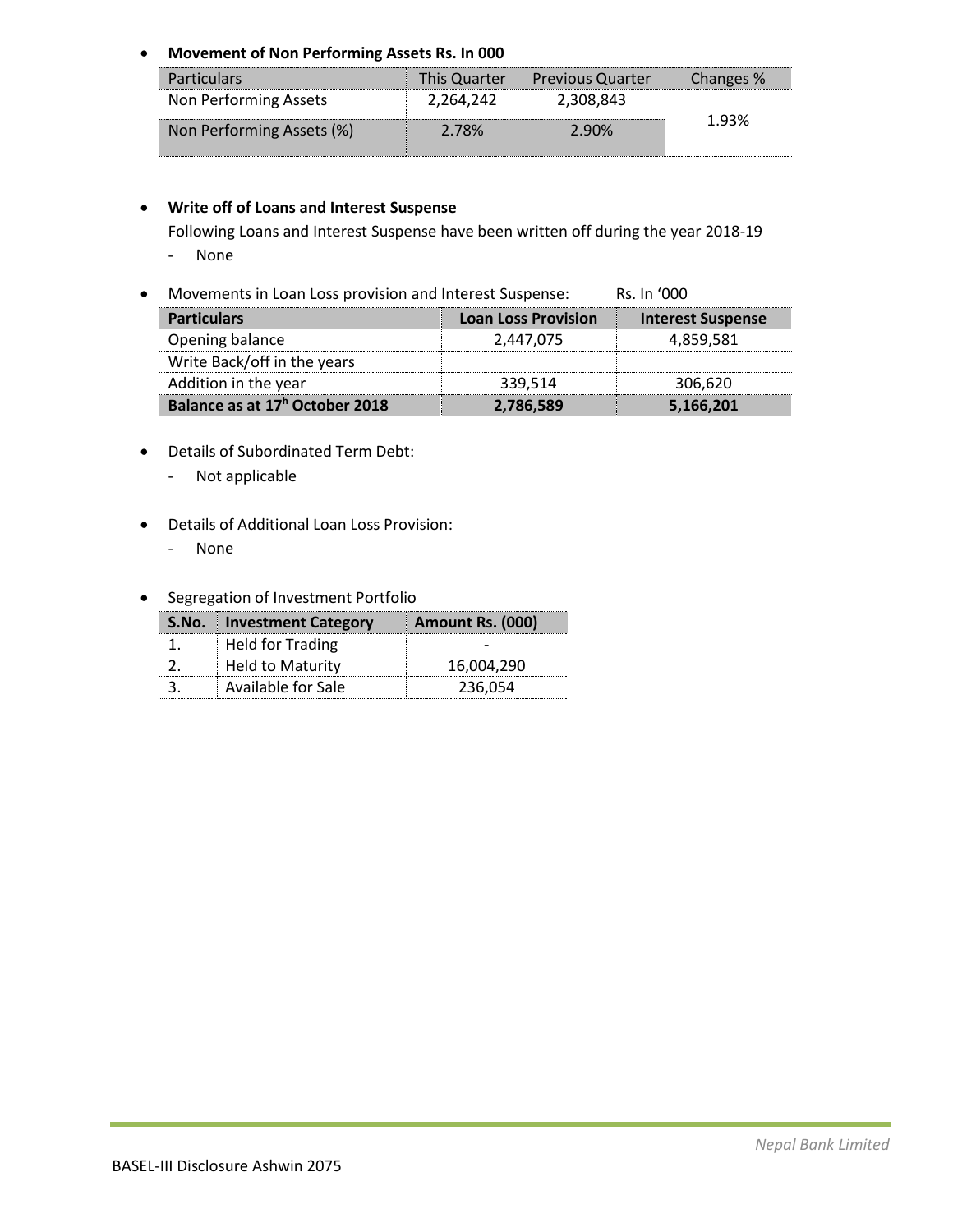- **Movement of Non Performing Assets Rs. In 000**

| Particulars | This Quarter | Previous Quarter | Changes % |
|---|---|---|---|
| Non Performing Assets | 2,264,242 | 2,308,843 | 1.93% |
| Non Performing Assets (%) | 2.78% | 2.90% | |

- **Write off of Loans and Interest Suspense**

  Following Loans and Interest Suspense have been written off during the year 2018-19

  - None

- Movements in Loan Loss provision and Interest Suspense: Rs. In '000

| Particulars | Loan Loss Provision | Interest Suspense |
|---|---|---|
| Opening balance | 2,447,075 | 4,859,581 |
| Write Back/off in the years | | |
| Addition in the year | 339,514 | 306,620 |
| **Balance as at 17h October 2018** | **2,786,589** | **5,166,201** |

- Details of Subordinated Term Debt:
  - Not applicable

- Details of Additional Loan Loss Provision:
  - None

- Segregation of Investment Portfolio

| S.No. | Investment Category | Amount Rs. (000) |
|---|---|---|
| 1. | Held for Trading | - |
| 2. | Held to Maturity | 16,004,290 |
| 3. | Available for Sale | 236,054 |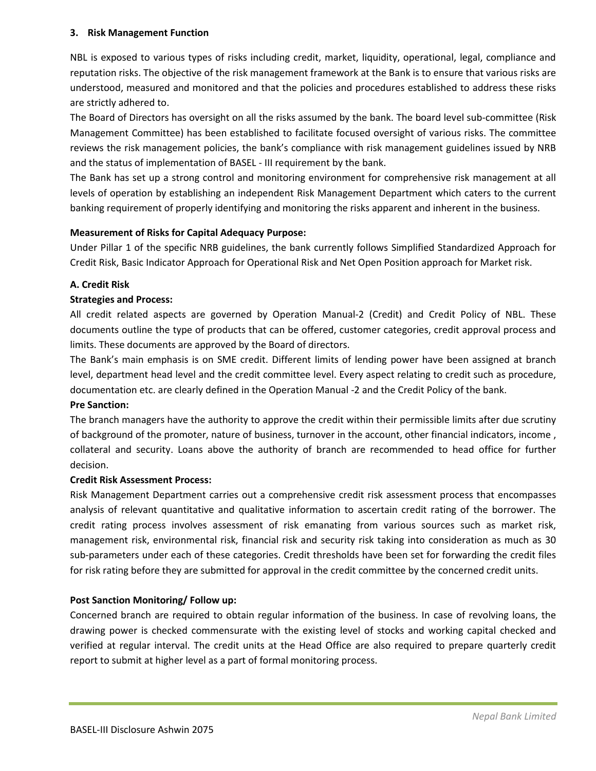### 3. Risk Management Function

NBL is exposed to various types of risks including credit, market, liquidity, operational, legal, compliance and reputation risks. The objective of the risk management framework at the Bank is to ensure that various risks are understood, measured and monitored and that the policies and procedures established to address these risks are strictly adhered to.

The Board of Directors has oversight on all the risks assumed by the bank. The board level sub-committee (Risk Management Committee) has been established to facilitate focused oversight of various risks. The committee reviews the risk management policies, the bank's compliance with risk management guidelines issued by NRB and the status of implementation of BASEL - III requirement by the bank.

The Bank has set up a strong control and monitoring environment for comprehensive risk management at all levels of operation by establishing an independent Risk Management Department which caters to the current banking requirement of properly identifying and monitoring the risks apparent and inherent in the business.

**Measurement of Risks for Capital Adequacy Purpose:**

Under Pillar 1 of the specific NRB guidelines, the bank currently follows Simplified Standardized Approach for Credit Risk, Basic Indicator Approach for Operational Risk and Net Open Position approach for Market risk.

**A. Credit Risk**

**Strategies and Process:**

All credit related aspects are governed by Operation Manual-2 (Credit) and Credit Policy of NBL. These documents outline the type of products that can be offered, customer categories, credit approval process and limits. These documents are approved by the Board of directors.

The Bank's main emphasis is on SME credit. Different limits of lending power have been assigned at branch level, department head level and the credit committee level. Every aspect relating to credit such as procedure, documentation etc. are clearly defined in the Operation Manual -2 and the Credit Policy of the bank.

**Pre Sanction:**

The branch managers have the authority to approve the credit within their permissible limits after due scrutiny of background of the promoter, nature of business, turnover in the account, other financial indicators, income , collateral and security. Loans above the authority of branch are recommended to head office for further decision.

**Credit Risk Assessment Process:**

Risk Management Department carries out a comprehensive credit risk assessment process that encompasses analysis of relevant quantitative and qualitative information to ascertain credit rating of the borrower. The credit rating process involves assessment of risk emanating from various sources such as market risk, management risk, environmental risk, financial risk and security risk taking into consideration as much as 30 sub-parameters under each of these categories. Credit thresholds have been set for forwarding the credit files for risk rating before they are submitted for approval in the credit committee by the concerned credit units.

**Post Sanction Monitoring/ Follow up:**

Concerned branch are required to obtain regular information of the business. In case of revolving loans, the drawing power is checked commensurate with the existing level of stocks and working capital checked and verified at regular interval. The credit units at the Head Office are also required to prepare quarterly credit report to submit at higher level as a part of formal monitoring process.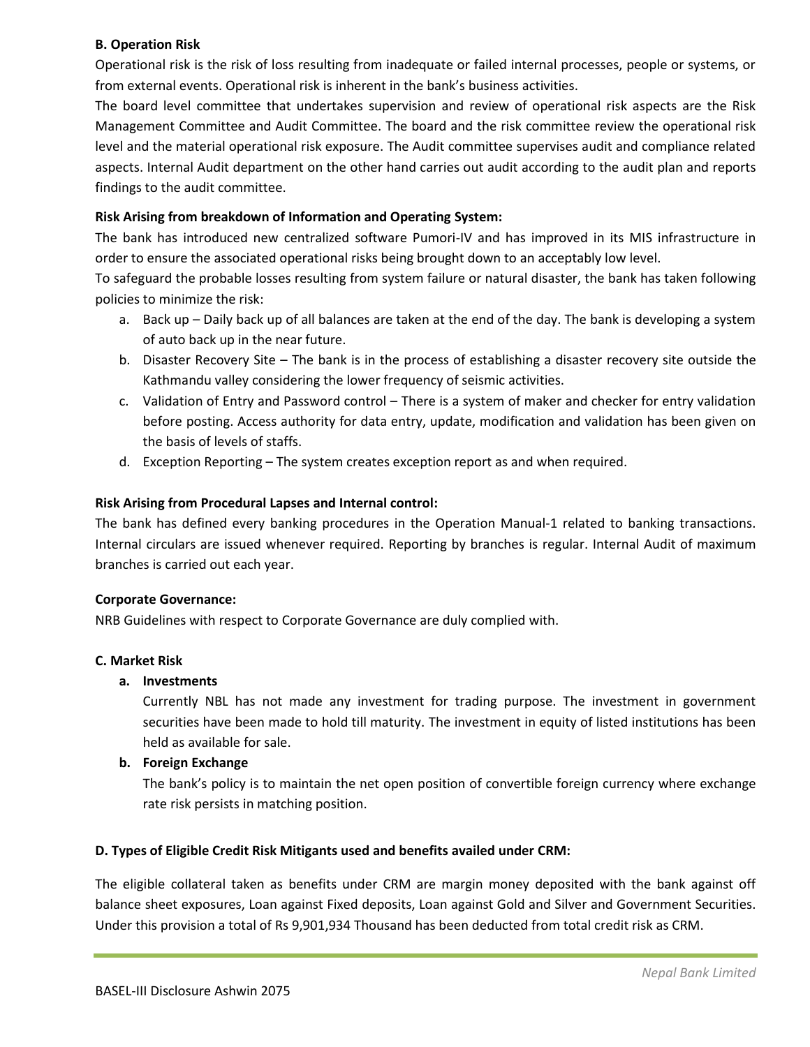**B. Operation Risk**

Operational risk is the risk of loss resulting from inadequate or failed internal processes, people or systems, or from external events. Operational risk is inherent in the bank's business activities.

The board level committee that undertakes supervision and review of operational risk aspects are the Risk Management Committee and Audit Committee. The board and the risk committee review the operational risk level and the material operational risk exposure. The Audit committee supervises audit and compliance related aspects. Internal Audit department on the other hand carries out audit according to the audit plan and reports findings to the audit committee.

**Risk Arising from breakdown of Information and Operating System:**

The bank has introduced new centralized software Pumori-IV and has improved in its MIS infrastructure in order to ensure the associated operational risks being brought down to an acceptably low level.

To safeguard the probable losses resulting from system failure or natural disaster, the bank has taken following policies to minimize the risk:

a. Back up – Daily back up of all balances are taken at the end of the day. The bank is developing a system of auto back up in the near future.
b. Disaster Recovery Site – The bank is in the process of establishing a disaster recovery site outside the Kathmandu valley considering the lower frequency of seismic activities.
c. Validation of Entry and Password control – There is a system of maker and checker for entry validation before posting. Access authority for data entry, update, modification and validation has been given on the basis of levels of staffs.
d. Exception Reporting – The system creates exception report as and when required.

**Risk Arising from Procedural Lapses and Internal control:**

The bank has defined every banking procedures in the Operation Manual-1 related to banking transactions. Internal circulars are issued whenever required. Reporting by branches is regular. Internal Audit of maximum branches is carried out each year.

**Corporate Governance:**

NRB Guidelines with respect to Corporate Governance are duly complied with.

**C. Market Risk**

**a. Investments**

Currently NBL has not made any investment for trading purpose. The investment in government securities have been made to hold till maturity. The investment in equity of listed institutions has been held as available for sale.

**b. Foreign Exchange**

The bank's policy is to maintain the net open position of convertible foreign currency where exchange rate risk persists in matching position.

**D. Types of Eligible Credit Risk Mitigants used and benefits availed under CRM:**

The eligible collateral taken as benefits under CRM are margin money deposited with the bank against off balance sheet exposures, Loan against Fixed deposits, Loan against Gold and Silver and Government Securities. Under this provision a total of Rs 9,901,934 Thousand has been deducted from total credit risk as CRM.